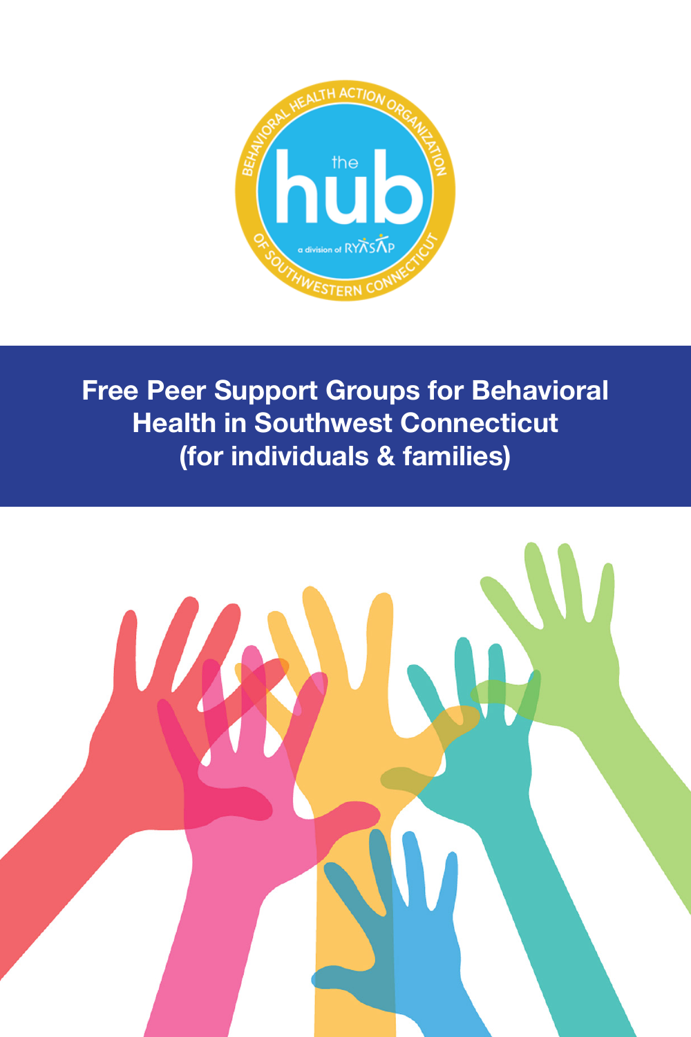BEHAVIORAL HEALTH ACTION ORGANIZATION

the hub

a division of RYASAP

OF SOUTHWESTERN CONNECTICUT

# Free Peer Support Groups for Behavioral Health in Southwest Connecticut (for individuals & families)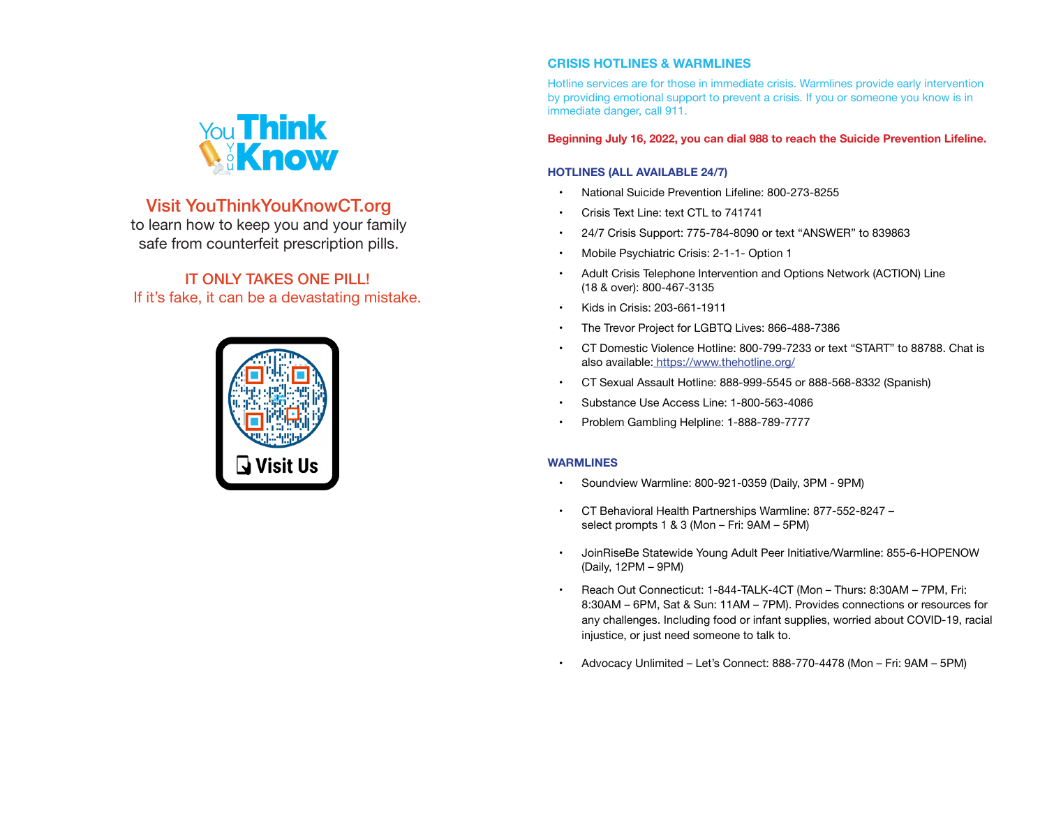You Think You Know

Visit YouThinkYouKnowCT.org
to learn how to keep you and your family safe from counterfeit prescription pills.

**IT ONLY TAKES ONE PILL!**
If it's fake, it can be a devastating mistake.

Visit Us

## CRISIS HOTLINES & WARMLINES

Hotline services are for those in immediate crisis. Warmlines provide early intervention by providing emotional support to prevent a crisis. If you or someone you know is in immediate danger, call 911.

**Beginning July 16, 2022, you can dial 988 to reach the Suicide Prevention Lifeline.**

### HOTLINES (ALL AVAILABLE 24/7)

- National Suicide Prevention Lifeline: 800-273-8255
- Crisis Text Line: text CTL to 741741
- 24/7 Crisis Support: 775-784-8090 or text "ANSWER" to 839863
- Mobile Psychiatric Crisis: 2-1-1- Option 1
- Adult Crisis Telephone Intervention and Options Network (ACTION) Line (18 & over): 800-467-3135
- Kids in Crisis: 203-661-1911
- The Trevor Project for LGBTQ Lives: 866-488-7386
- CT Domestic Violence Hotline: 800-799-7233 or text "START" to 88788. Chat is also available: https://www.thehotline.org/
- CT Sexual Assault Hotline: 888-999-5545 or 888-568-8332 (Spanish)
- Substance Use Access Line: 1-800-563-4086
- Problem Gambling Helpline: 1-888-789-7777

### WARMLINES

- Soundview Warmline: 800-921-0359 (Daily, 3PM - 9PM)
- CT Behavioral Health Partnerships Warmline: 877-552-8247 – select prompts 1 & 3 (Mon – Fri: 9AM – 5PM)
- JoinRiseBe Statewide Young Adult Peer Initiative/Warmline: 855-6-HOPENOW (Daily, 12PM – 9PM)
- Reach Out Connecticut: 1-844-TALK-4CT (Mon – Thurs: 8:30AM – 7PM, Fri: 8:30AM – 6PM, Sat & Sun: 11AM – 7PM). Provides connections or resources for any challenges. Including food or infant supplies, worried about COVID-19, racial injustice, or just need someone to talk to.
- Advocacy Unlimited – Let's Connect: 888-770-4478 (Mon – Fri: 9AM – 5PM)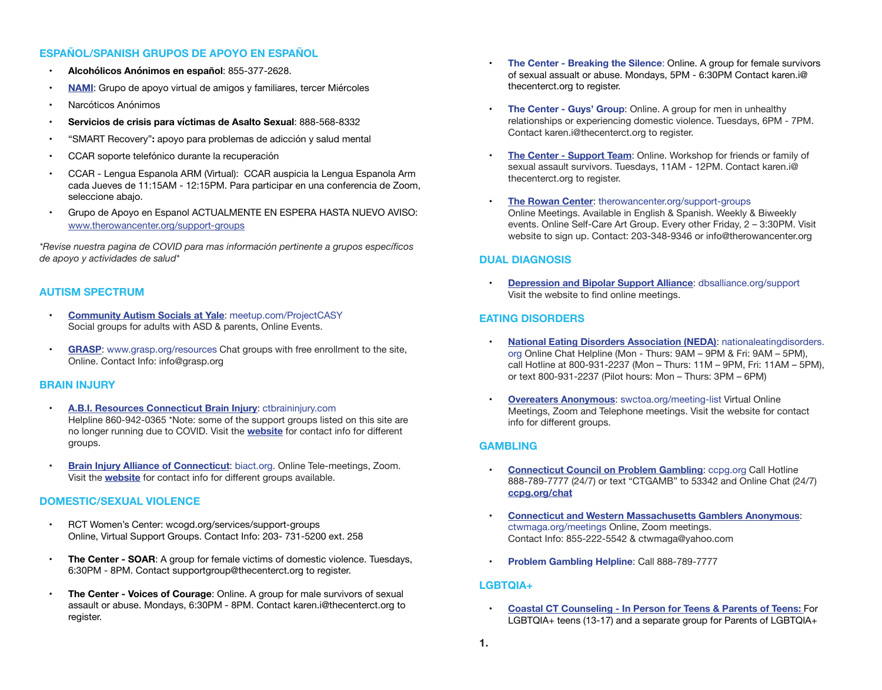## ESPAÑOL/SPANISH GRUPOS DE APOYO EN ESPAÑOL

- **Alcohólicos Anónimos en español**: 855-377-2628.
- **NAMI**: Grupo de apoyo virtual de amigos y familiares, tercer Miércoles
- Narcóticos Anónimos
- **Servicios de crisis para víctimas de Asalto Sexual**: 888-568-8332
- "SMART Recovery"**:** apoyo para problemas de adicción y salud mental
- CCAR soporte telefónico durante la recuperación
- CCAR - Lengua Espanola ARM (Virtual): CCAR auspicia la Lengua Espanola Arm cada Jueves de 11:15AM - 12:15PM. Para participar en una conferencia de Zoom, seleccione abajo.
- Grupo de Apoyo en Espanol ACTUALMENTE EN ESPERA HASTA NUEVO AVISO: www.therowancenter.org/support-groups

*Revise nuestra pagina de COVID para mas información pertinente a grupos específicos de apoyo y actividades de salud*

## AUTISM SPECTRUM

- **Community Autism Socials at Yale**: meetup.com/ProjectCASY
  Social groups for adults with ASD & parents, Online Events.
- **GRASP**: www.grasp.org/resources Chat groups with free enrollment to the site, Online. Contact Info: info@grasp.org

## BRAIN INJURY

- **A.B.I. Resources Connecticut Brain Injury**: ctbraininjury.com
  Helpline 860-942-0365 *Note: some of the support groups listed on this site are no longer running due to COVID. Visit the **website** for contact info for different groups.
- **Brain Injury Alliance of Connecticut**: biact.org. Online Tele-meetings, Zoom. Visit the **website** for contact info for different groups available.

## DOMESTIC/SEXUAL VIOLENCE

- RCT Women's Center: wcogd.org/services/support-groups
  Online, Virtual Support Groups. Contact Info: 203- 731-5200 ext. 258
- **The Center - SOAR**: A group for female victims of domestic violence. Tuesdays, 6:30PM - 8PM. Contact supportgroup@thecenterct.org to register.
- **The Center - Voices of Courage**: Online. A group for male survivors of sexual assault or abuse. Mondays, 6:30PM - 8PM. Contact karen.i@thecenterct.org to register.
- **The Center - Breaking the Silence**: Online. A group for female survivors of sexual assault or abuse. Mondays, 5PM - 6:30PM Contact karen.i@thecenterct.org to register.
- **The Center - Guys' Group**: Online. A group for men in unhealthy relationships or experiencing domestic violence. Tuesdays, 6PM - 7PM. Contact karen.i@thecenterct.org to register.
- **The Center - Support Team**: Online. Workshop for friends or family of sexual assault survivors. Tuesdays, 11AM - 12PM. Contact karen.i@thecenterct.org to register.
- **The Rowan Center**: therowancenter.org/support-groups
  Online Meetings. Available in English & Spanish. Weekly & Biweekly events. Online Self-Care Art Group. Every other Friday, 2 – 3:30PM. Visit website to sign up. Contact: 203-348-9346 or info@therowancenter.org

## DUAL DIAGNOSIS

- **Depression and Bipolar Support Alliance**: dbsalliance.org/support
  Visit the website to find online meetings.

## EATING DISORDERS

- **National Eating Disorders Association (NEDA)**: nationaleatingdisorders.org Online Chat Helpline (Mon - Thurs: 9AM – 9PM & Fri: 9AM – 5PM), call Hotline at 800-931-2237 (Mon – Thurs: 11M – 9PM, Fri: 11AM – 5PM), or text 800-931-2237 (Pilot hours: Mon – Thurs: 3PM – 6PM)
- **Overeaters Anonymous**: swctoa.org/meeting-list Virtual Online Meetings, Zoom and Telephone meetings. Visit the website for contact info for different groups.

## GAMBLING

- **Connecticut Council on Problem Gambling**: ccpg.org Call Hotline 888-789-7777 (24/7) or text "CTGAMB" to 53342 and Online Chat (24/7) **ccpg.org/chat**
- **Connecticut and Western Massachusetts Gamblers Anonymous**: ctwmaga.org/meetings Online, Zoom meetings.
  Contact Info: 855-222-5542 & ctwmaga@yahoo.com
- **Problem Gambling Helpline**: Call 888-789-7777

## LGBTQIA+

- **Coastal CT Counseling - In Person for Teens & Parents of Teens:** For LGBTQIA+ teens (13-17) and a separate group for Parents of LGBTQIA+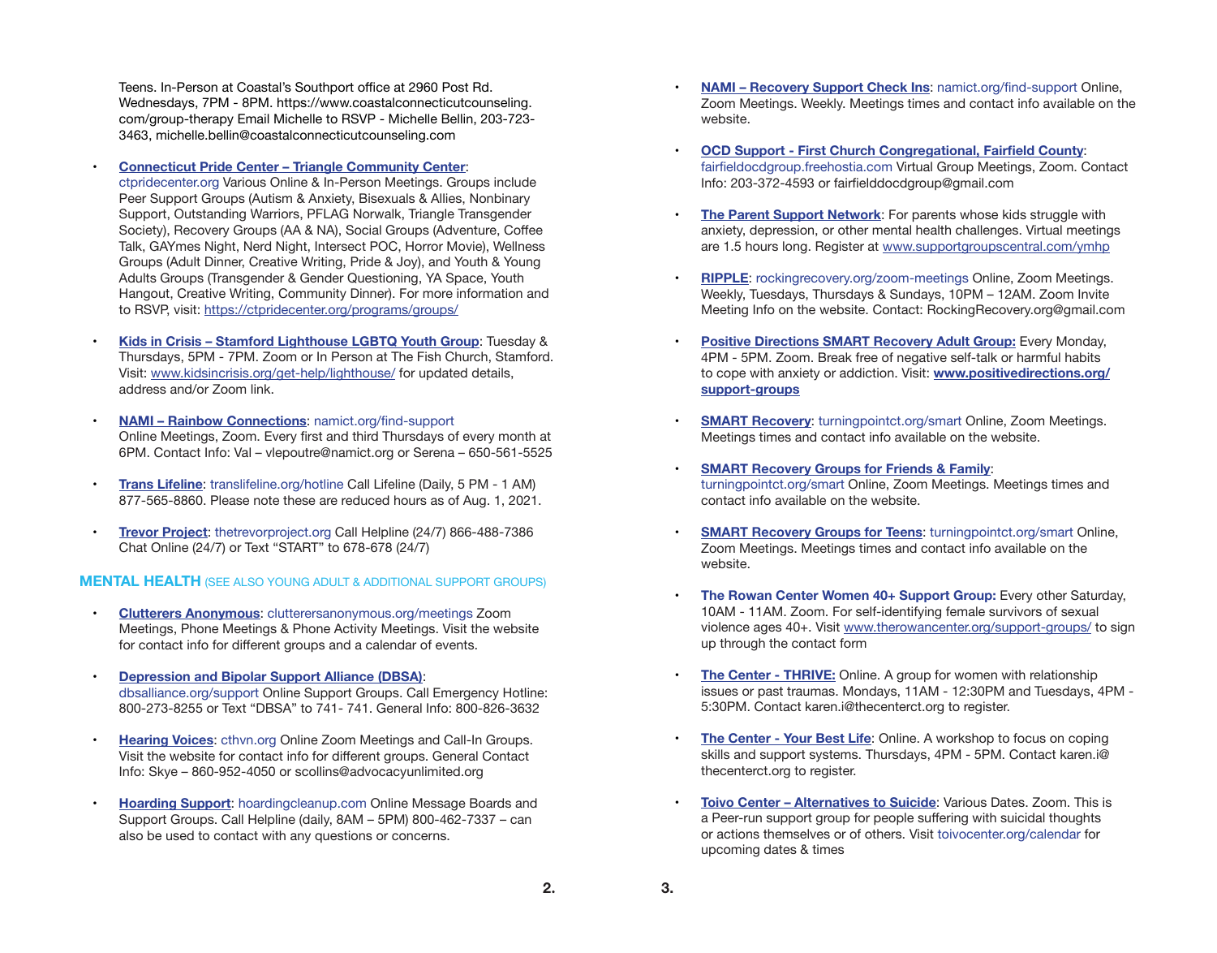Teens. In-Person at Coastal's Southport office at 2960 Post Rd. Wednesdays, 7PM - 8PM. https://www.coastalconnecticutcounseling.com/group-therapy Email Michelle to RSVP - Michelle Bellin, 203-723-3463, michelle.bellin@coastalconnecticutcounseling.com

- **Connecticut Pride Center – Triangle Community Center**: ctpridecenter.org Various Online & In-Person Meetings. Groups include Peer Support Groups (Autism & Anxiety, Bisexuals & Allies, Nonbinary Support, Outstanding Warriors, PFLAG Norwalk, Triangle Transgender Society), Recovery Groups (AA & NA), Social Groups (Adventure, Coffee Talk, GAYmes Night, Nerd Night, Intersect POC, Horror Movie), Wellness Groups (Adult Dinner, Creative Writing, Pride & Joy), and Youth & Young Adults Groups (Transgender & Gender Questioning, YA Space, Youth Hangout, Creative Writing, Community Dinner). For more information and to RSVP, visit: https://ctpridecenter.org/programs/groups/

- **Kids in Crisis – Stamford Lighthouse LGBTQ Youth Group**: Tuesday & Thursdays, 5PM - 7PM. Zoom or In Person at The Fish Church, Stamford. Visit: www.kidsincrisis.org/get-help/lighthouse/ for updated details, address and/or Zoom link.

- **NAMI – Rainbow Connections**: namict.org/find-support Online Meetings, Zoom. Every first and third Thursdays of every month at 6PM. Contact Info: Val – vlepoutre@namict.org or Serena – 650-561-5525

- **Trans Lifeline**: translifeline.org/hotline Call Lifeline (Daily, 5 PM - 1 AM) 877-565-8860. Please note these are reduced hours as of Aug. 1, 2021.

- **Trevor Project**: thetrevorproject.org Call Helpline (24/7) 866-488-7386 Chat Online (24/7) or Text "START" to 678-678 (24/7)

## MENTAL HEALTH (SEE ALSO YOUNG ADULT & ADDITIONAL SUPPORT GROUPS)

- **Clutterers Anonymous**: clutterersanonymous.org/meetings Zoom Meetings, Phone Meetings & Phone Activity Meetings. Visit the website for contact info for different groups and a calendar of events.

- **Depression and Bipolar Support Alliance (DBSA)**: dbsalliance.org/support Online Support Groups. Call Emergency Hotline: 800-273-8255 or Text "DBSA" to 741- 741. General Info: 800-826-3632

- **Hearing Voices**: cthvn.org Online Zoom Meetings and Call-In Groups. Visit the website for contact info for different groups. General Contact Info: Skye – 860-952-4050 or scollins@advocacyunlimited.org

- **Hoarding Support**: hoardingcleanup.com Online Message Boards and Support Groups. Call Helpline (daily, 8AM – 5PM) 800-462-7337 – can also be used to contact with any questions or concerns.

- **NAMI – Recovery Support Check Ins**: namict.org/find-support Online, Zoom Meetings. Weekly. Meetings times and contact info available on the website.

- **OCD Support - First Church Congregational, Fairfield County**: fairfieldocdgroup.freehostia.com Virtual Group Meetings, Zoom. Contact Info: 203-372-4593 or fairfielddocdgroup@gmail.com

- **The Parent Support Network**: For parents whose kids struggle with anxiety, depression, or other mental health challenges. Virtual meetings are 1.5 hours long. Register at www.supportgroupscentral.com/ymhp

- **RIPPLE**: rockingrecovery.org/zoom-meetings Online, Zoom Meetings. Weekly, Tuesdays, Thursdays & Sundays, 10PM – 12AM. Zoom Invite Meeting Info on the website. Contact: RockingRecovery.org@gmail.com

- **Positive Directions SMART Recovery Adult Group:** Every Monday, 4PM - 5PM. Zoom. Break free of negative self-talk or harmful habits to cope with anxiety or addiction. Visit: **www.positivedirections.org/support-groups**

- **SMART Recovery**: turningpointct.org/smart Online, Zoom Meetings. Meetings times and contact info available on the website.

- **SMART Recovery Groups for Friends & Family**: turningpointct.org/smart Online, Zoom Meetings. Meetings times and contact info available on the website.

- **SMART Recovery Groups for Teens**: turningpointct.org/smart Online, Zoom Meetings. Meetings times and contact info available on the website.

- **The Rowan Center Women 40+ Support Group:** Every other Saturday, 10AM - 11AM. Zoom. For self-identifying female survivors of sexual violence ages 40+. Visit www.therowancenter.org/support-groups/ to sign up through the contact form

- **The Center - THRIVE:** Online. A group for women with relationship issues or past traumas. Mondays, 11AM - 12:30PM and Tuesdays, 4PM - 5:30PM. Contact karen.i@thecenterct.org to register.

- **The Center - Your Best Life**: Online. A workshop to focus on coping skills and support systems. Thursdays, 4PM - 5PM. Contact karen.i@thecenterct.org to register.

- **Toivo Center – Alternatives to Suicide**: Various Dates. Zoom. This is a Peer-run support group for people suffering with suicidal thoughts or actions themselves or of others. Visit toivocenter.org/calendar for upcoming dates & times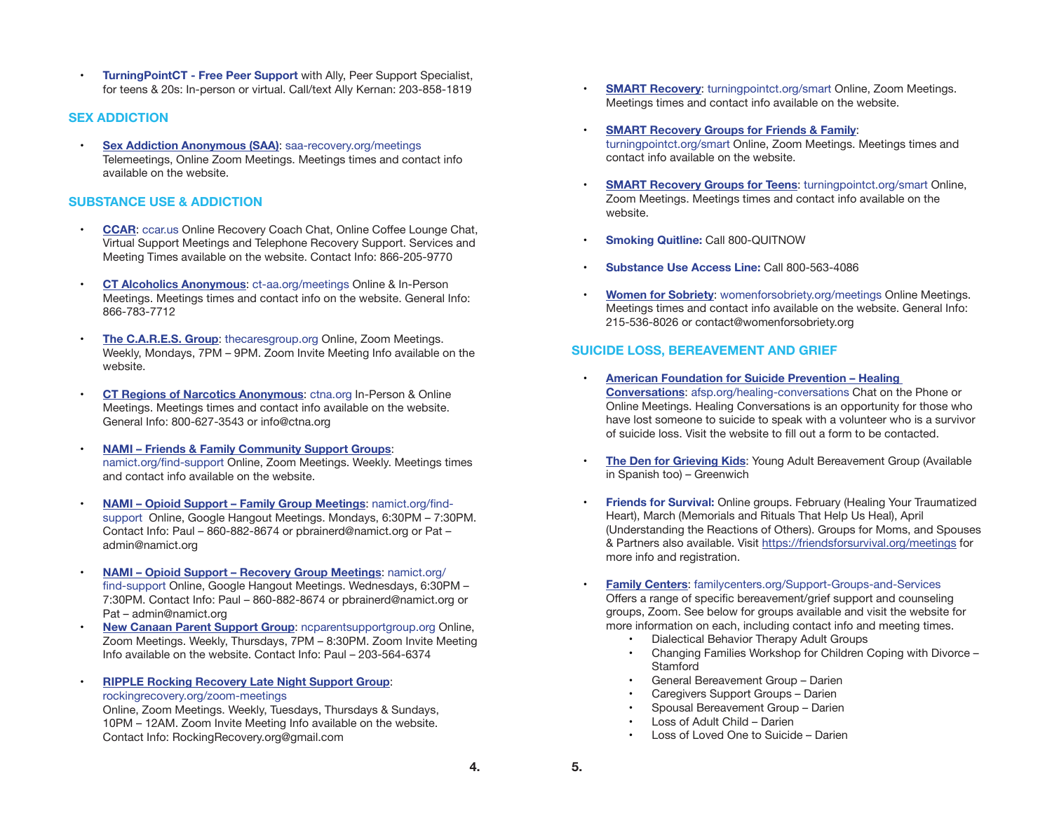- **TurningPointCT - Free Peer Support** with Ally, Peer Support Specialist, for teens & 20s: In-person or virtual. Call/text Ally Kernan: 203-858-1819

## SEX ADDICTION

- **Sex Addiction Anonymous (SAA)**: saa-recovery.org/meetings Telemeetings, Online Zoom Meetings. Meetings times and contact info available on the website.

## SUBSTANCE USE & ADDICTION

- **CCAR**: ccar.us Online Recovery Coach Chat, Online Coffee Lounge Chat, Virtual Support Meetings and Telephone Recovery Support. Services and Meeting Times available on the website. Contact Info: 866-205-9770

- **CT Alcoholics Anonymous**: ct-aa.org/meetings Online & In-Person Meetings. Meetings times and contact info on the website. General Info: 866-783-7712

- **The C.A.R.E.S. Group**: thecaresgroup.org Online, Zoom Meetings. Weekly, Mondays, 7PM – 9PM. Zoom Invite Meeting Info available on the website.

- **CT Regions of Narcotics Anonymous**: ctna.org In-Person & Online Meetings. Meetings times and contact info available on the website. General Info: 800-627-3543 or info@ctna.org

- **NAMI – Friends & Family Community Support Groups**: namict.org/find-support Online, Zoom Meetings. Weekly. Meetings times and contact info available on the website.

- **NAMI – Opioid Support – Family Group Meetings**: namict.org/find-support Online, Google Hangout Meetings. Mondays, 6:30PM – 7:30PM. Contact Info: Paul – 860-882-8674 or pbrainerd@namict.org or Pat – admin@namict.org

- **NAMI – Opioid Support – Recovery Group Meetings**: namict.org/find-support Online, Google Hangout Meetings. Wednesdays, 6:30PM – 7:30PM. Contact Info: Paul – 860-882-8674 or pbrainerd@namict.org or Pat – admin@namict.org
- **New Canaan Parent Support Group**: ncparentsupportgroup.org Online, Zoom Meetings. Weekly, Thursdays, 7PM – 8:30PM. Zoom Invite Meeting Info available on the website. Contact Info: Paul – 203-564-6374

- **RIPPLE Rocking Recovery Late Night Support Group**: rockingrecovery.org/zoom-meetings Online, Zoom Meetings. Weekly, Tuesdays, Thursdays & Sundays, 10PM – 12AM. Zoom Invite Meeting Info available on the website. Contact Info: RockingRecovery.org@gmail.com

- **SMART Recovery**: turningpointct.org/smart Online, Zoom Meetings. Meetings times and contact info available on the website.

- **SMART Recovery Groups for Friends & Family**: turningpointct.org/smart Online, Zoom Meetings. Meetings times and contact info available on the website.

- **SMART Recovery Groups for Teens**: turningpointct.org/smart Online, Zoom Meetings. Meetings times and contact info available on the website.

- **Smoking Quitline:** Call 800-QUITNOW

- **Substance Use Access Line:** Call 800-563-4086

- **Women for Sobriety**: womenforsobriety.org/meetings Online Meetings. Meetings times and contact info available on the website. General Info: 215-536-8026 or contact@womenforsobriety.org

## SUICIDE LOSS, BEREAVEMENT AND GRIEF

- **American Foundation for Suicide Prevention – Healing Conversations**: afsp.org/healing-conversations Chat on the Phone or Online Meetings. Healing Conversations is an opportunity for those who have lost someone to suicide to speak with a volunteer who is a survivor of suicide loss. Visit the website to fill out a form to be contacted.

- **The Den for Grieving Kids**: Young Adult Bereavement Group (Available in Spanish too) – Greenwich

- **Friends for Survival:** Online groups. February (Healing Your Traumatized Heart), March (Memorials and Rituals That Help Us Heal), April (Understanding the Reactions of Others). Groups for Moms, and Spouses & Partners also available. Visit https://friendsforsurvival.org/meetings for more info and registration.

- **Family Centers**: familycenters.org/Support-Groups-and-Services Offers a range of specific bereavement/grief support and counseling groups, Zoom. See below for groups available and visit the website for more information on each, including contact info and meeting times.
  - Dialectical Behavior Therapy Adult Groups
  - Changing Families Workshop for Children Coping with Divorce – Stamford
  - General Bereavement Group – Darien
  - Caregivers Support Groups – Darien
  - Spousal Bereavement Group – Darien
  - Loss of Adult Child – Darien
  - Loss of Loved One to Suicide – Darien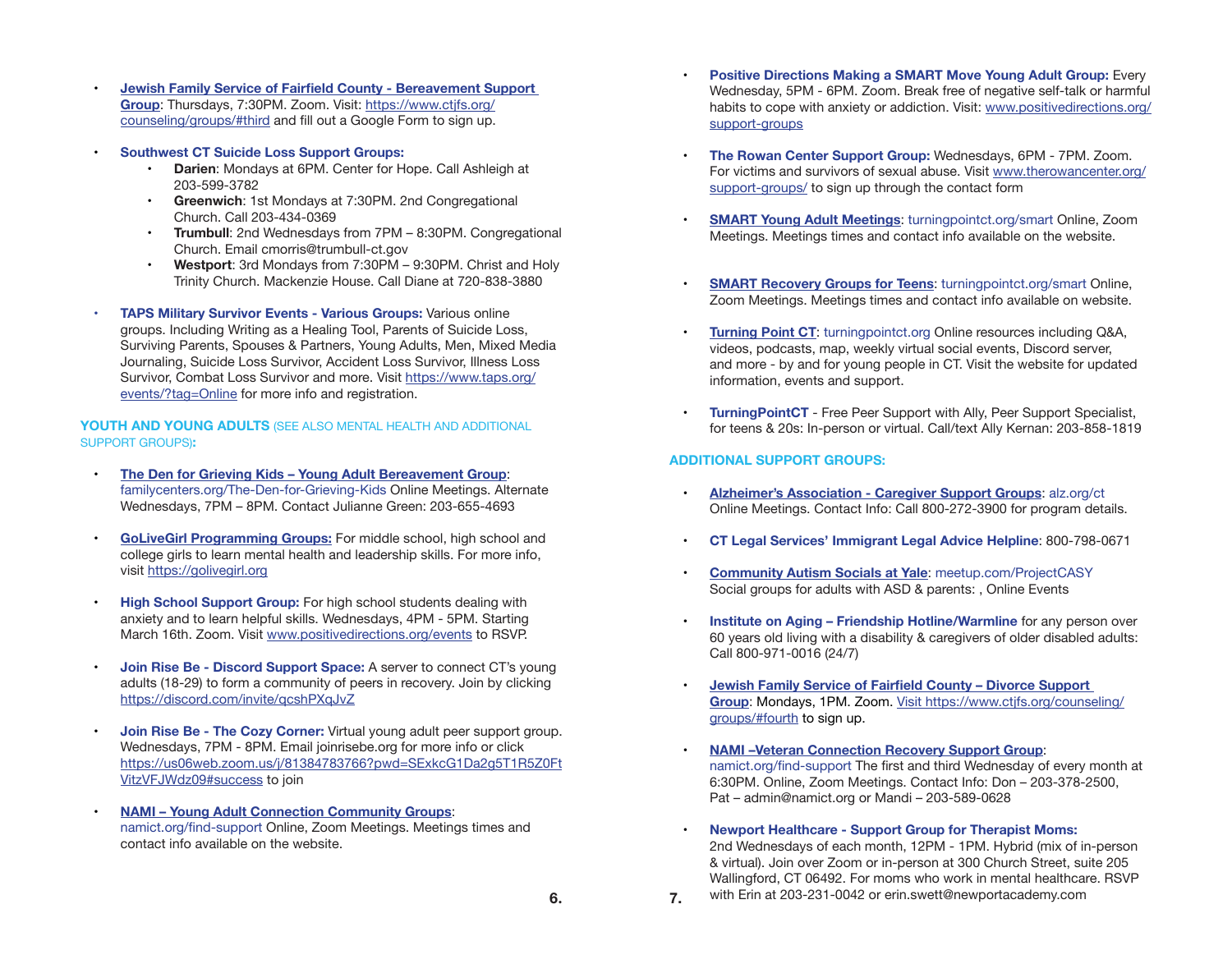- **Jewish Family Service of Fairfield County - Bereavement Support Group**: Thursdays, 7:30PM. Zoom. Visit: https://www.ctjfs.org/counseling/groups/#third and fill out a Google Form to sign up.

- **Southwest CT Suicide Loss Support Groups:**
  - **Darien**: Mondays at 6PM. Center for Hope. Call Ashleigh at 203-599-3782
  - **Greenwich**: 1st Mondays at 7:30PM. 2nd Congregational Church. Call 203-434-0369
  - **Trumbull**: 2nd Wednesdays from 7PM – 8:30PM. Congregational Church. Email cmorris@trumbull-ct.gov
  - **Westport**: 3rd Mondays from 7:30PM – 9:30PM. Christ and Holy Trinity Church. Mackenzie House. Call Diane at 720-838-3880

- **TAPS Military Survivor Events - Various Groups:** Various online groups. Including Writing as a Healing Tool, Parents of Suicide Loss, Surviving Parents, Spouses & Partners, Young Adults, Men, Mixed Media Journaling, Suicide Loss Survivor, Accident Loss Survivor, Illness Loss Survivor, Combat Loss Survivor and more. Visit https://www.taps.org/events/?tag=Online for more info and registration.

## YOUTH AND YOUNG ADULTS (SEE ALSO MENTAL HEALTH AND ADDITIONAL SUPPORT GROUPS):

- **The Den for Grieving Kids – Young Adult Bereavement Group**: familycenters.org/The-Den-for-Grieving-Kids Online Meetings. Alternate Wednesdays, 7PM – 8PM. Contact Julianne Green: 203-655-4693

- **GoLiveGirl Programming Groups:** For middle school, high school and college girls to learn mental health and leadership skills. For more info, visit https://golivegirl.org

- **High School Support Group:** For high school students dealing with anxiety and to learn helpful skills. Wednesdays, 4PM - 5PM. Starting March 16th. Zoom. Visit www.positivedirections.org/events to RSVP.

- **Join Rise Be - Discord Support Space:** A server to connect CT's young adults (18-29) to form a community of peers in recovery. Join by clicking https://discord.com/invite/qcshPXqJvZ

- **Join Rise Be - The Cozy Corner:** Virtual young adult peer support group. Wednesdays, 7PM - 8PM. Email joinrisebe.org for more info or click https://us06web.zoom.us/j/81384783766?pwd=SExkcG1Da2g5T1R5Z0FtVitzVFJWdz09#success to join

- **NAMI – Young Adult Connection Community Groups**: namict.org/find-support Online, Zoom Meetings. Meetings times and contact info available on the website.

- **Positive Directions Making a SMART Move Young Adult Group:** Every Wednesday, 5PM - 6PM. Zoom. Break free of negative self-talk or harmful habits to cope with anxiety or addiction. Visit: www.positivedirections.org/support-groups

- **The Rowan Center Support Group:** Wednesdays, 6PM - 7PM. Zoom. For victims and survivors of sexual abuse. Visit www.therowancenter.org/support-groups/ to sign up through the contact form

- **SMART Young Adult Meetings**: turningpointct.org/smart Online, Zoom Meetings. Meetings times and contact info available on the website.

- **SMART Recovery Groups for Teens**: turningpointct.org/smart Online, Zoom Meetings. Meetings times and contact info available on website.

- **Turning Point CT**: turningpointct.org Online resources including Q&A, videos, podcasts, map, weekly virtual social events, Discord server, and more - by and for young people in CT. Visit the website for updated information, events and support.

- **TurningPointCT** - Free Peer Support with Ally, Peer Support Specialist, for teens & 20s: In-person or virtual. Call/text Ally Kernan: 203-858-1819

## ADDITIONAL SUPPORT GROUPS:

- **Alzheimer's Association - Caregiver Support Groups**: alz.org/ct Online Meetings. Contact Info: Call 800-272-3900 for program details.

- **CT Legal Services' Immigrant Legal Advice Helpline**: 800-798-0671

- **Community Autism Socials at Yale**: meetup.com/ProjectCASY Social groups for adults with ASD & parents: , Online Events

- **Institute on Aging – Friendship Hotline/Warmline** for any person over 60 years old living with a disability & caregivers of older disabled adults: Call 800-971-0016 (24/7)

- **Jewish Family Service of Fairfield County – Divorce Support Group**: Mondays, 1PM. Zoom. Visit https://www.ctjfs.org/counseling/groups/#fourth to sign up.

- **NAMI –Veteran Connection Recovery Support Group**: namict.org/find-support The first and third Wednesday of every month at 6:30PM. Online, Zoom Meetings. Contact Info: Don – 203-378-2500, Pat – admin@namict.org or Mandi – 203-589-0628

- **Newport Healthcare - Support Group for Therapist Moms:** 2nd Wednesdays of each month, 12PM - 1PM. Hybrid (mix of in-person & virtual). Join over Zoom or in-person at 300 Church Street, suite 205 Wallingford, CT 06492. For moms who work in mental healthcare. RSVP with Erin at 203-231-0042 or erin.swett@newportacademy.com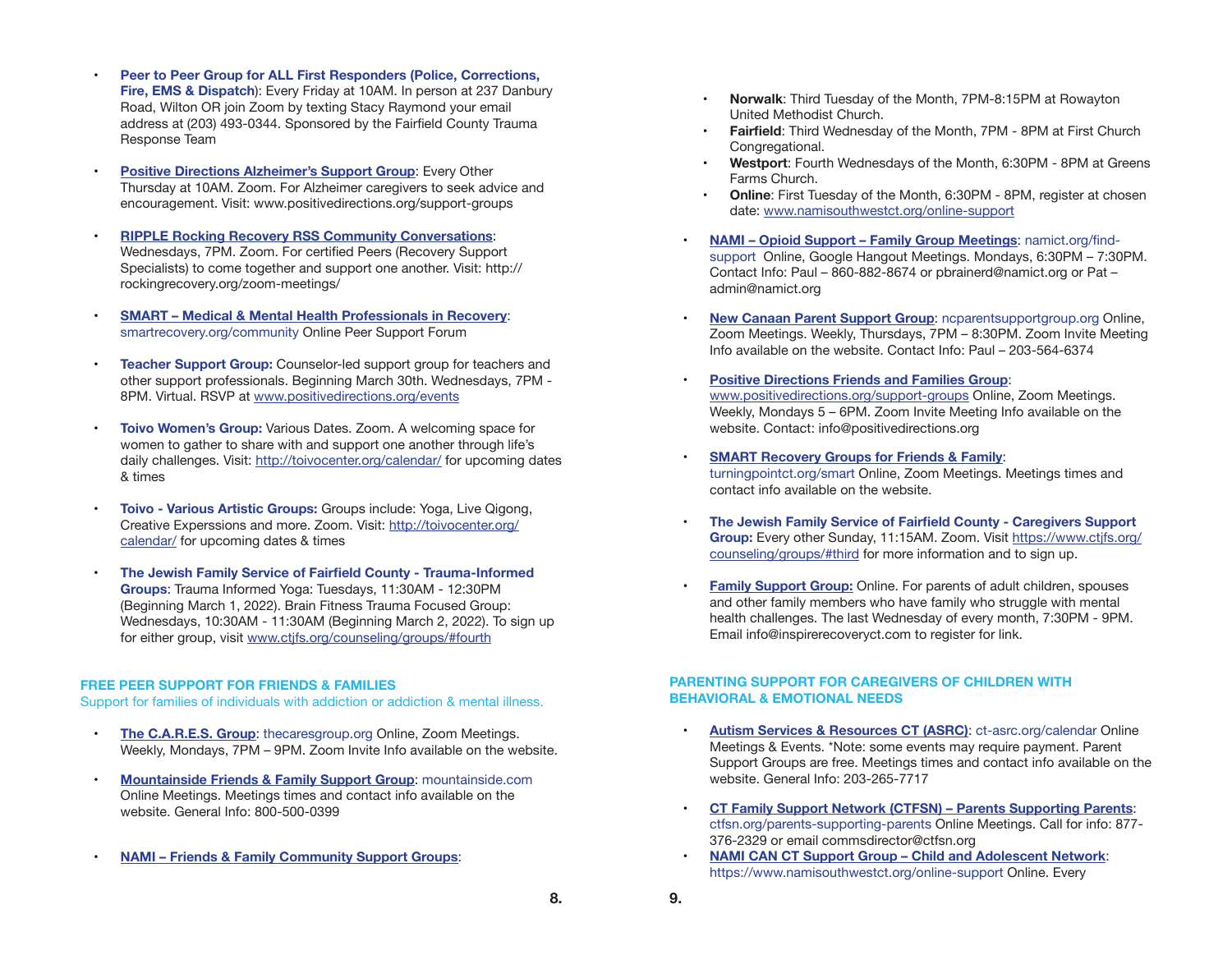- **Peer to Peer Group for ALL First Responders (Police, Corrections, Fire, EMS & Dispatch)**: Every Friday at 10AM. In person at 237 Danbury Road, Wilton OR join Zoom by texting Stacy Raymond your email address at (203) 493-0344. Sponsored by the Fairfield County Trauma Response Team

- **Positive Directions Alzheimer's Support Group**: Every Other Thursday at 10AM. Zoom. For Alzheimer caregivers to seek advice and encouragement. Visit: www.positivedirections.org/support-groups

- **RIPPLE Rocking Recovery RSS Community Conversations**: Wednesdays, 7PM. Zoom. For certified Peers (Recovery Support Specialists) to come together and support one another. Visit: http://rockingrecovery.org/zoom-meetings/

- **SMART – Medical & Mental Health Professionals in Recovery**: smartrecovery.org/community Online Peer Support Forum

- **Teacher Support Group:** Counselor-led support group for teachers and other support professionals. Beginning March 30th. Wednesdays, 7PM - 8PM. Virtual. RSVP at www.positivedirections.org/events

- **Toivo Women's Group:** Various Dates. Zoom. A welcoming space for women to gather to share with and support one another through life's daily challenges. Visit: http://toivocenter.org/calendar/ for upcoming dates & times

- **Toivo - Various Artistic Groups:** Groups include: Yoga, Live Qigong, Creative Experssions and more. Zoom. Visit: http://toivocenter.org/calendar/ for upcoming dates & times

- **The Jewish Family Service of Fairfield County - Trauma-Informed Groups**: Trauma Informed Yoga: Tuesdays, 11:30AM - 12:30PM (Beginning March 1, 2022). Brain Fitness Trauma Focused Group: Wednesdays, 10:30AM - 11:30AM (Beginning March 2, 2022). To sign up for either group, visit www.ctjfs.org/counseling/groups/#fourth

## FREE PEER SUPPORT FOR FRIENDS & FAMILIES

Support for families of individuals with addiction or addiction & mental illness.

- **The C.A.R.E.S. Group**: thecaresgroup.org Online, Zoom Meetings. Weekly, Mondays, 7PM – 9PM. Zoom Invite Info available on the website.

- **Mountainside Friends & Family Support Group**: mountainside.com Online Meetings. Meetings times and contact info available on the website. General Info: 800-500-0399

- **NAMI – Friends & Family Community Support Groups**:
  - **Norwalk**: Third Tuesday of the Month, 7PM-8:15PM at Rowayton United Methodist Church.
  - **Fairfield**: Third Wednesday of the Month, 7PM - 8PM at First Church Congregational.
  - **Westport**: Fourth Wednesdays of the Month, 6:30PM - 8PM at Greens Farms Church.
  - **Online**: First Tuesday of the Month, 6:30PM - 8PM, register at chosen date: www.namisouthwestct.org/online-support

- **NAMI – Opioid Support – Family Group Meetings**: namict.org/find-support Online, Google Hangout Meetings. Mondays, 6:30PM – 7:30PM. Contact Info: Paul – 860-882-8674 or pbrainerd@namict.org or Pat – admin@namict.org

- **New Canaan Parent Support Group**: ncparentsupportgroup.org Online, Zoom Meetings. Weekly, Thursdays, 7PM – 8:30PM. Zoom Invite Meeting Info available on the website. Contact Info: Paul – 203-564-6374

- **Positive Directions Friends and Families Group**: www.positivedirections.org/support-groups Online, Zoom Meetings. Weekly, Mondays 5 – 6PM. Zoom Invite Meeting Info available on the website. Contact: info@positivedirections.org

- **SMART Recovery Groups for Friends & Family**: turningpointct.org/smart Online, Zoom Meetings. Meetings times and contact info available on the website.

- **The Jewish Family Service of Fairfield County - Caregivers Support Group:** Every other Sunday, 11:15AM. Zoom. Visit https://www.ctjfs.org/counseling/groups/#third for more information and to sign up.

- **Family Support Group:** Online. For parents of adult children, spouses and other family members who have family who struggle with mental health challenges. The last Wednesday of every month, 7:30PM - 9PM. Email info@inspirerecoveryct.com to register for link.

## PARENTING SUPPORT FOR CAREGIVERS OF CHILDREN WITH BEHAVIORAL & EMOTIONAL NEEDS

- **Autism Services & Resources CT (ASRC)**: ct-asrc.org/calendar Online Meetings & Events. *Note: some events may require payment. Parent Support Groups are free. Meetings times and contact info available on the website. General Info: 203-265-7717

- **CT Family Support Network (CTFSN) – Parents Supporting Parents**: ctfsn.org/parents-supporting-parents Online Meetings. Call for info: 877-376-2329 or email commsdirector@ctfsn.org
- **NAMI CAN CT Support Group – Child and Adolescent Network**: https://www.namisouthwestct.org/online-support Online. Every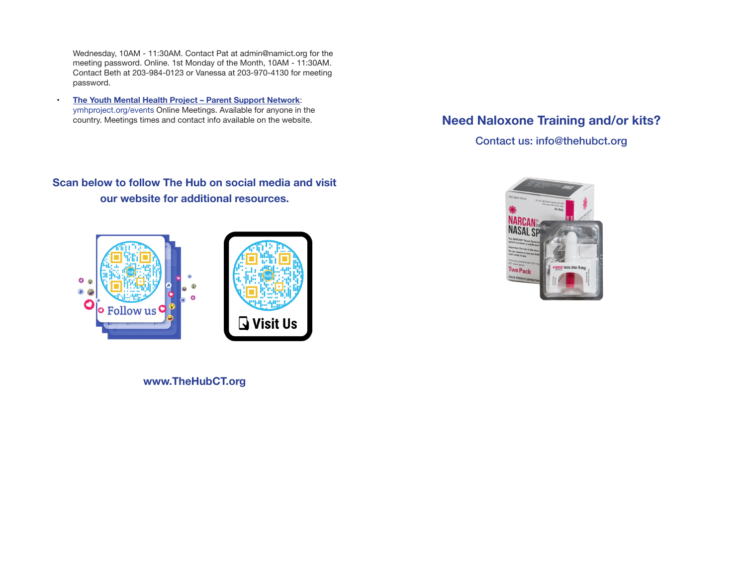Wednesday, 10AM - 11:30AM. Contact Pat at admin@namict.org for the meeting password. Online. 1st Monday of the Month, 10AM - 11:30AM. Contact Beth at 203-984-0123 or Vanessa at 203-970-4130 for meeting password.

- **The Youth Mental Health Project – Parent Support Network**: ymhproject.org/events Online Meetings. Available for anyone in the country. Meetings times and contact info available on the website.

**Scan below to follow The Hub on social media and visit our website for additional resources.**

Follow us

Visit Us

**www.TheHubCT.org**

## Need Naloxone Training and/or kits?

Contact us: info@thehubct.org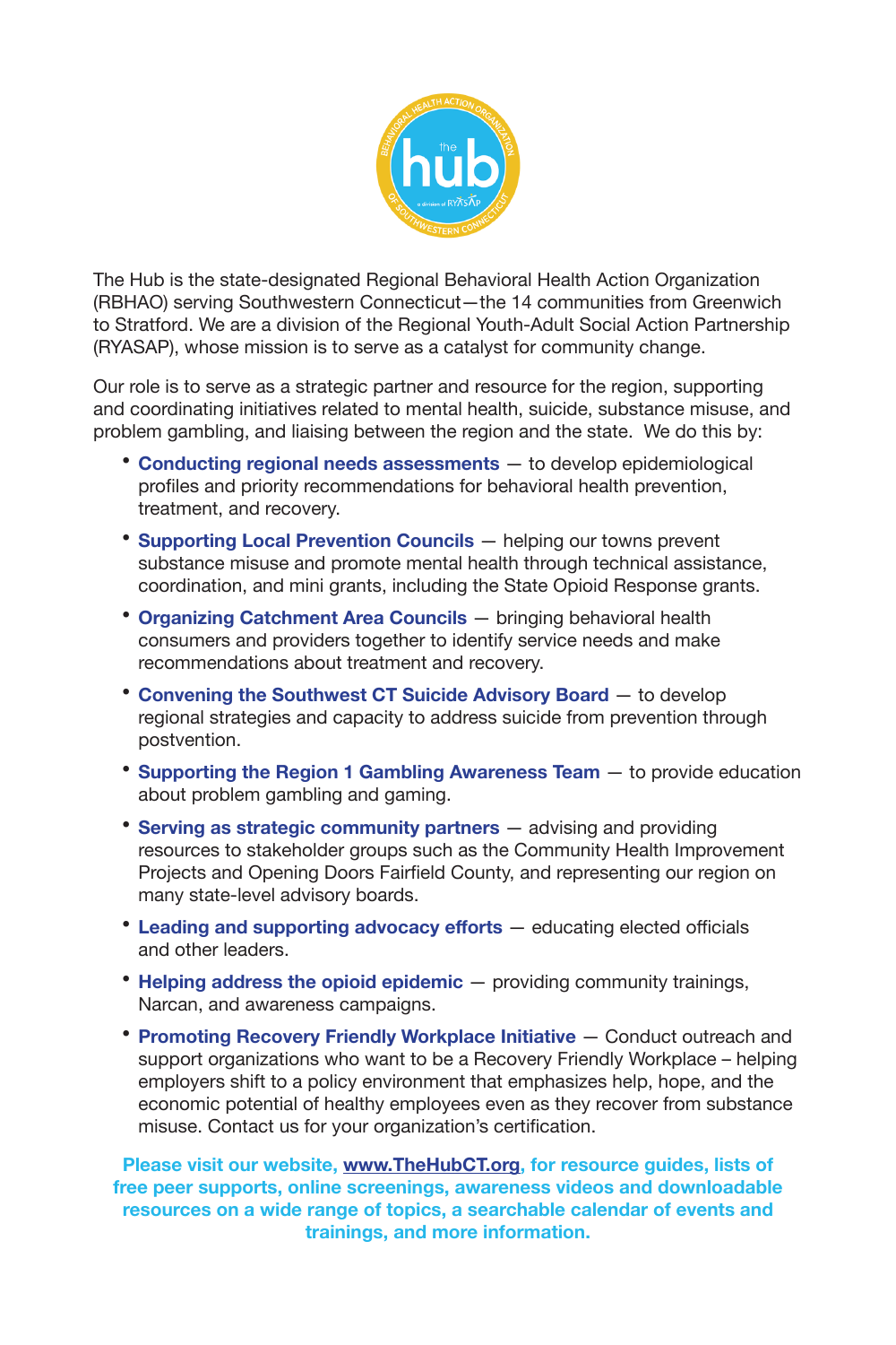The Hub is the state-designated Regional Behavioral Health Action Organization (RBHAO) serving Southwestern Connecticut—the 14 communities from Greenwich to Stratford. We are a division of the Regional Youth-Adult Social Action Partnership (RYASAP), whose mission is to serve as a catalyst for community change.

Our role is to serve as a strategic partner and resource for the region, supporting and coordinating initiatives related to mental health, suicide, substance misuse, and problem gambling, and liaising between the region and the state. We do this by:

- **Conducting regional needs assessments** — to develop epidemiological profiles and priority recommendations for behavioral health prevention, treatment, and recovery.
- **Supporting Local Prevention Councils** — helping our towns prevent substance misuse and promote mental health through technical assistance, coordination, and mini grants, including the State Opioid Response grants.
- **Organizing Catchment Area Councils** — bringing behavioral health consumers and providers together to identify service needs and make recommendations about treatment and recovery.
- **Convening the Southwest CT Suicide Advisory Board** — to develop regional strategies and capacity to address suicide from prevention through postvention.
- **Supporting the Region 1 Gambling Awareness Team** — to provide education about problem gambling and gaming.
- **Serving as strategic community partners** — advising and providing resources to stakeholder groups such as the Community Health Improvement Projects and Opening Doors Fairfield County, and representing our region on many state-level advisory boards.
- **Leading and supporting advocacy efforts** — educating elected officials and other leaders.
- **Helping address the opioid epidemic** — providing community trainings, Narcan, and awareness campaigns.
- **Promoting Recovery Friendly Workplace Initiative** — Conduct outreach and support organizations who want to be a Recovery Friendly Workplace – helping employers shift to a policy environment that emphasizes help, hope, and the economic potential of healthy employees even as they recover from substance misuse. Contact us for your organization's certification.

**Please visit our website, www.TheHubCT.org, for resource guides, lists of free peer supports, online screenings, awareness videos and downloadable resources on a wide range of topics, a searchable calendar of events and trainings, and more information.**